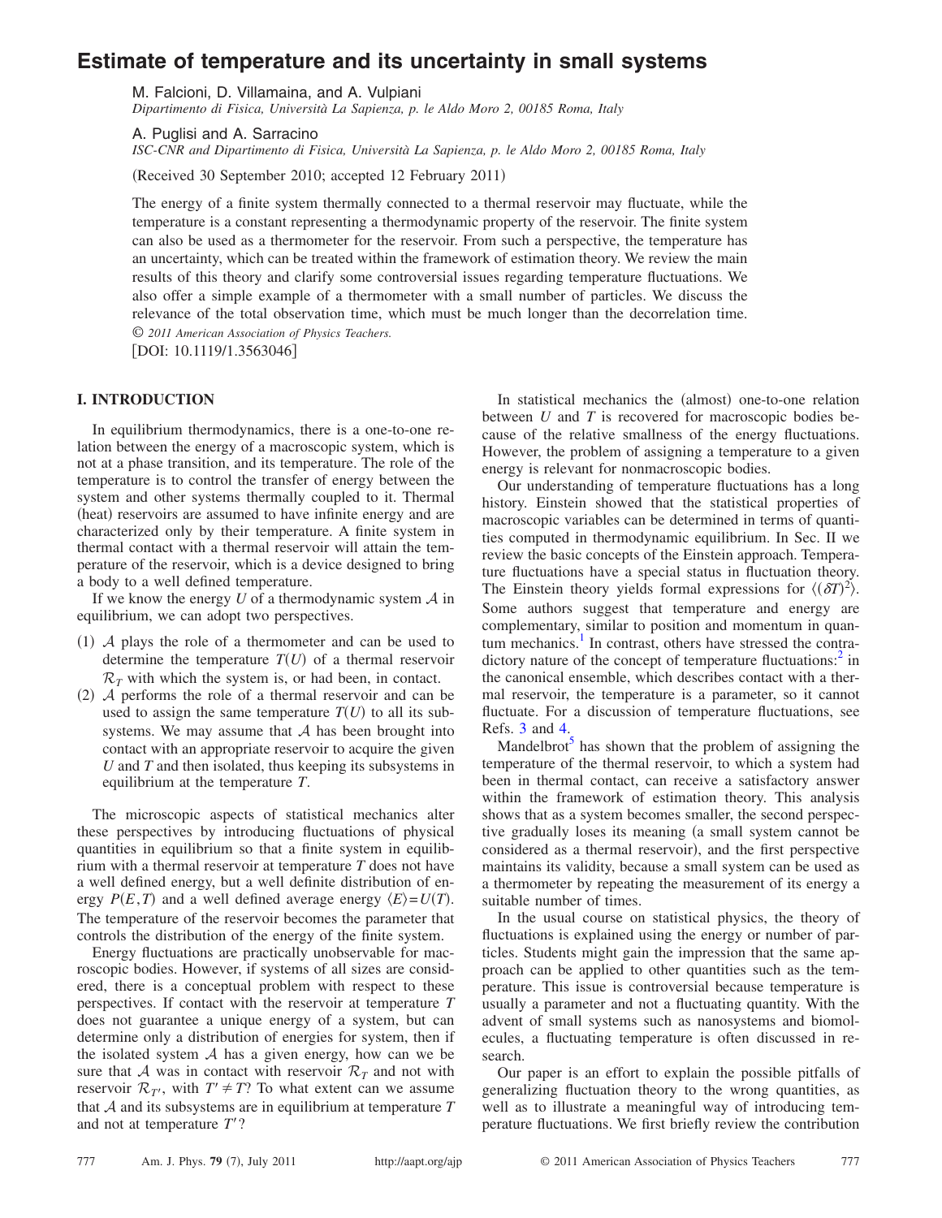# Estimate of temperature and its uncertainty in small systems

M. Falcioni, D. Villamaina, and A. Vulpiani

*Dipartimento di Fisica, Università La Sapienza, p. le Aldo Moro 2, 00185 Roma, Italy*

A. Puglisi and A. Sarracino

*ISC-CNR and Dipartimento di Fisica, Università La Sapienza, p. le Aldo Moro 2, 00185 Roma, Italy*

(Received 30 September 2010; accepted 12 February 2011)

The energy of a finite system thermally connected to a thermal reservoir may fluctuate, while the temperature is a constant representing a thermodynamic property of the reservoir. The finite system can also be used as a thermometer for the reservoir. From such a perspective, the temperature has an uncertainty, which can be treated within the framework of estimation theory. We review the main results of this theory and clarify some controversial issues regarding temperature fluctuations. We also offer a simple example of a thermometer with a small number of particles. We discuss the relevance of the total observation time, which must be much longer than the decorrelation time.
*© 2011 American Association of Physics Teachers.*
[DOI: 10.1119/1.3563046]

## I. INTRODUCTION

In equilibrium thermodynamics, there is a one-to-one relation between the energy of a macroscopic system, which is not at a phase transition, and its temperature. The role of the temperature is to control the transfer of energy between the system and other systems thermally coupled to it. Thermal (heat) reservoirs are assumed to have infinite energy and are characterized only by their temperature. A finite system in thermal contact with a thermal reservoir will attain the temperature of the reservoir, which is a device designed to bring a body to a well defined temperature.

If we know the energy $U$ of a thermodynamic system $\mathcal{A}$ in equilibrium, we can adopt two perspectives.

(1) $\mathcal{A}$ plays the role of a thermometer and can be used to determine the temperature $T(U)$ of a thermal reservoir $\mathcal{R}_T$ with which the system is, or had been, in contact.

(2) $\mathcal{A}$ performs the role of a thermal reservoir and can be used to assign the same temperature $T(U)$ to all its subsystems. We may assume that $\mathcal{A}$ has been brought into contact with an appropriate reservoir to acquire the given $U$ and $T$ and then isolated, thus keeping its subsystems in equilibrium at the temperature $T$.

The microscopic aspects of statistical mechanics alter these perspectives by introducing fluctuations of physical quantities in equilibrium so that a finite system in equilibrium with a thermal reservoir at temperature $T$ does not have a well defined energy, but a well definite distribution of energy $P(E,T)$ and a well defined average energy $\langle E\rangle = U(T)$. The temperature of the reservoir becomes the parameter that controls the distribution of the energy of the finite system.

Energy fluctuations are practically unobservable for macroscopic bodies. However, if systems of all sizes are considered, there is a conceptual problem with respect to these perspectives. If contact with the reservoir at temperature $T$ does not guarantee a unique energy of a system, but can determine only a distribution of energies for system, then if the isolated system $\mathcal{A}$ has a given energy, how can we be sure that $\mathcal{A}$ was in contact with reservoir $\mathcal{R}_T$ and not with reservoir $\mathcal{R}_{T'}$, with $T' \neq T$? To what extent can we assume that $\mathcal{A}$ and its subsystems are in equilibrium at temperature $T$ and not at temperature $T'$?

In statistical mechanics the (almost) one-to-one relation between $U$ and $T$ is recovered for macroscopic bodies because of the relative smallness of the energy fluctuations. However, the problem of assigning a temperature to a given energy is relevant for nonmacroscopic bodies.

Our understanding of temperature fluctuations has a long history. Einstein showed that the statistical properties of macroscopic variables can be determined in terms of quantities computed in thermodynamic equilibrium. In Sec. II we review the basic concepts of the Einstein approach. Temperature fluctuations have a special status in fluctuation theory. The Einstein theory yields formal expressions for $\langle(\delta T)^2\rangle$. Some authors suggest that temperature and energy are complementary, similar to position and momentum in quantum mechanics.[1] In contrast, others have stressed the contradictory nature of the concept of temperature fluctuations:[2] in the canonical ensemble, which describes contact with a thermal reservoir, the temperature is a parameter, so it cannot fluctuate. For a discussion of temperature fluctuations, see Refs. 3 and 4.

Mandelbrot[5] has shown that the problem of assigning the temperature of the thermal reservoir, to which a system had been in thermal contact, can receive a satisfactory answer within the framework of estimation theory. This analysis shows that as a system becomes smaller, the second perspective gradually loses its meaning (a small system cannot be considered as a thermal reservoir), and the first perspective maintains its validity, because a small system can be used as a thermometer by repeating the measurement of its energy a suitable number of times.

In the usual course on statistical physics, the theory of fluctuations is explained using the energy or number of particles. Students might gain the impression that the same approach can be applied to other quantities such as the temperature. This issue is controversial because temperature is usually a parameter and not a fluctuating quantity. With the advent of small systems such as nanosystems and biomolecules, a fluctuating temperature is often discussed in research.

Our paper is an effort to explain the possible pitfalls of generalizing fluctuation theory to the wrong quantities, as well as to illustrate a meaningful way of introducing temperature fluctuations. We first briefly review the contribution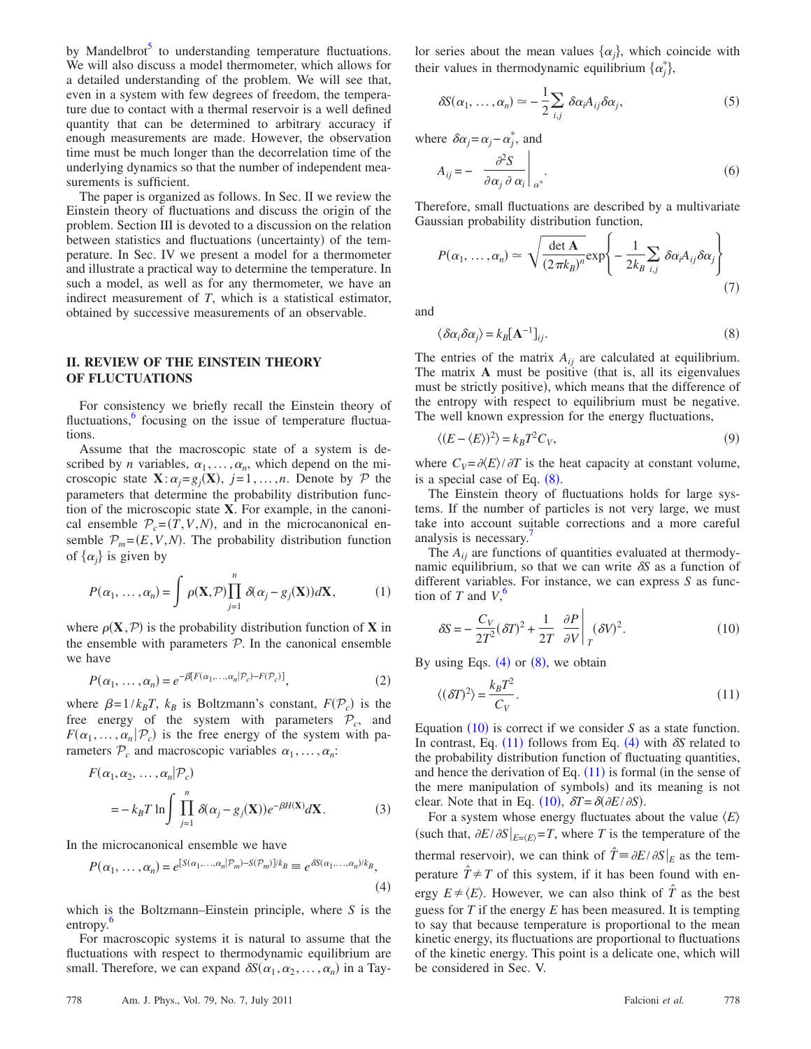by Mandelbrot[5] to understanding temperature fluctuations. We will also discuss a model thermometer, which allows for a detailed understanding of the problem. We will see that, even in a system with few degrees of freedom, the temperature due to contact with a thermal reservoir is a well defined quantity that can be determined to arbitrary accuracy if enough measurements are made. However, the observation time must be much longer than the decorrelation time of the underlying dynamics so that the number of independent measurements is sufficient.

The paper is organized as follows. In Sec. II we review the Einstein theory of fluctuations and discuss the origin of the problem. Section III is devoted to a discussion on the relation between statistics and fluctuations (uncertainty) of the temperature. In Sec. IV we present a model for a thermometer and illustrate a practical way to determine the temperature. In such a model, as well as for any thermometer, we have an indirect measurement of $T$, which is a statistical estimator, obtained by successive measurements of an observable.

## II. REVIEW OF THE EINSTEIN THEORY OF FLUCTUATIONS

For consistency we briefly recall the Einstein theory of fluctuations,[6] focusing on the issue of temperature fluctuations.

Assume that the macroscopic state of a system is described by $n$ variables, $\alpha_1,\ldots,\alpha_n$, which depend on the microscopic state $\mathbf{X}: \alpha_j = g_j(\mathbf{X})$, $j=1,\ldots,n$. Denote by $\mathcal{P}$ the parameters that determine the probability distribution function of the microscopic state $\mathbf{X}$. For example, in the canonical ensemble $\mathcal{P}_c=(T,V,N)$, and in the microcanonical ensemble $\mathcal{P}_m=(E,V,N)$. The probability distribution function of $\{\alpha_j\}$ is given by

$$P(\alpha_1,\ldots,\alpha_n) = \int \rho(\mathbf{X},\mathcal{P}) \prod_{j=1}^{n} \delta(\alpha_j - g_j(\mathbf{X})) d\mathbf{X}, \tag{1}$$

where $\rho(\mathbf{X},\mathcal{P})$ is the probability distribution function of $\mathbf{X}$ in the ensemble with parameters $\mathcal{P}$. In the canonical ensemble we have

$$P(\alpha_1,\ldots,\alpha_n) = e^{-\beta[F(\alpha_1,\ldots,\alpha_n|\mathcal{P}_c) - F(\mathcal{P}_c)]}, \tag{2}$$

where $\beta = 1/k_B T$, $k_B$ is Boltzmann's constant, $F(\mathcal{P}_c)$ is the free energy of the system with parameters $\mathcal{P}_c$, and $F(\alpha_1,\ldots,\alpha_n|\mathcal{P}_c)$ is the free energy of the system with parameters $\mathcal{P}_c$ and macroscopic variables $\alpha_1,\ldots,\alpha_n$:

$$F(\alpha_1,\alpha_2,\ldots,\alpha_n|\mathcal{P}_c) = -k_B T \ln \int \prod_{j=1}^{n} \delta(\alpha_j - g_j(\mathbf{X})) e^{-\beta H(\mathbf{X})} d\mathbf{X}. \tag{3}$$

In the microcanonical ensemble we have

$$P(\alpha_1,\ldots,\alpha_n) = e^{[S(\alpha_1,\ldots,\alpha_n|\mathcal{P}_m) - S(\mathcal{P}_m)]/k_B} \equiv e^{\delta S(\alpha_1,\ldots,\alpha_n)/k_B}, \tag{4}$$

which is the Boltzmann–Einstein principle, where $S$ is the entropy.[6]

For macroscopic systems it is natural to assume that the fluctuations with respect to thermodynamic equilibrium are small. Therefore, we can expand $\delta S(\alpha_1,\alpha_2,\ldots,\alpha_n)$ in a Taylor series about the mean values $\{\alpha_j\}$, which coincide with their values in thermodynamic equilibrium $\{\alpha_j^*\}$,

$$\delta S(\alpha_1,\ldots,\alpha_n) \simeq -\frac{1}{2}\sum_{i,j} \delta\alpha_i A_{ij} \delta\alpha_j, \tag{5}$$

where $\delta\alpha_j = \alpha_j - \alpha_j^*$, and

$$A_{ij} = -\left.\frac{\partial^2 S}{\partial \alpha_j \, \partial \alpha_i}\right|_{\alpha^*}. \tag{6}$$

Therefore, small fluctuations are described by a multivariate Gaussian probability distribution function,

$$P(\alpha_1,\ldots,\alpha_n) \simeq \sqrt{\frac{\det \mathbf{A}}{(2\pi k_B)^n}} \exp\left\{-\frac{1}{2k_B}\sum_{i,j} \delta\alpha_i A_{ij} \delta\alpha_j\right\} \tag{7}$$

and

$$\langle \delta\alpha_i \delta\alpha_j \rangle = k_B [\mathbf{A}^{-1}]_{ij}. \tag{8}$$

The entries of the matrix $A_{ij}$ are calculated at equilibrium. The matrix $\mathbf{A}$ must be positive (that is, all its eigenvalues must be strictly positive), which means that the difference of the entropy with respect to equilibrium must be negative. The well known expression for the energy fluctuations,

$$\langle (E - \langle E \rangle)^2 \rangle = k_B T^2 C_V, \tag{9}$$

where $C_V = \partial\langle E\rangle/\partial T$ is the heat capacity at constant volume, is a special case of Eq. (8).

The Einstein theory of fluctuations holds for large systems. If the number of particles is not very large, we must take into account suitable corrections and a more careful analysis is necessary.[7]

The $A_{ij}$ are functions of quantities evaluated at thermodynamic equilibrium, so that we can write $\delta S$ as a function of different variables. For instance, we can express $S$ as function of $T$ and $V$,[6]

$$\delta S = -\frac{C_V}{2T^2}(\delta T)^2 + \frac{1}{2T}\left.\frac{\partial P}{\partial V}\right|_T (\delta V)^2. \tag{10}$$

By using Eqs. (4) or (8), we obtain

$$\langle (\delta T)^2 \rangle = \frac{k_B T^2}{C_V}. \tag{11}$$

Equation (10) is correct if we consider $S$ as a state function. In contrast, Eq. (11) follows from Eq. (4) with $\delta S$ related to the probability distribution function of fluctuating quantities, and hence the derivation of Eq. (11) is formal (in the sense of the mere manipulation of symbols) and its meaning is not clear. Note that in Eq. (10), $\delta T = \delta(\partial E/\partial S)$.

For a system whose energy fluctuates about the value $\langle E\rangle$ (such that, $\partial E/\partial S|_{E=\langle E\rangle} = T$, where $T$ is the temperature of the thermal reservoir), we can think of $\hat{T} \equiv \partial E/\partial S|_E$ as the temperature $\hat{T} \neq T$ of this system, if it has been found with energy $E \neq \langle E\rangle$. However, we can also think of $\hat{T}$ as the best guess for $T$ if the energy $E$ has been measured. It is tempting to say that because temperature is proportional to the mean kinetic energy, its fluctuations are proportional to fluctuations of the kinetic energy. This point is a delicate one, which will be considered in Sec. V.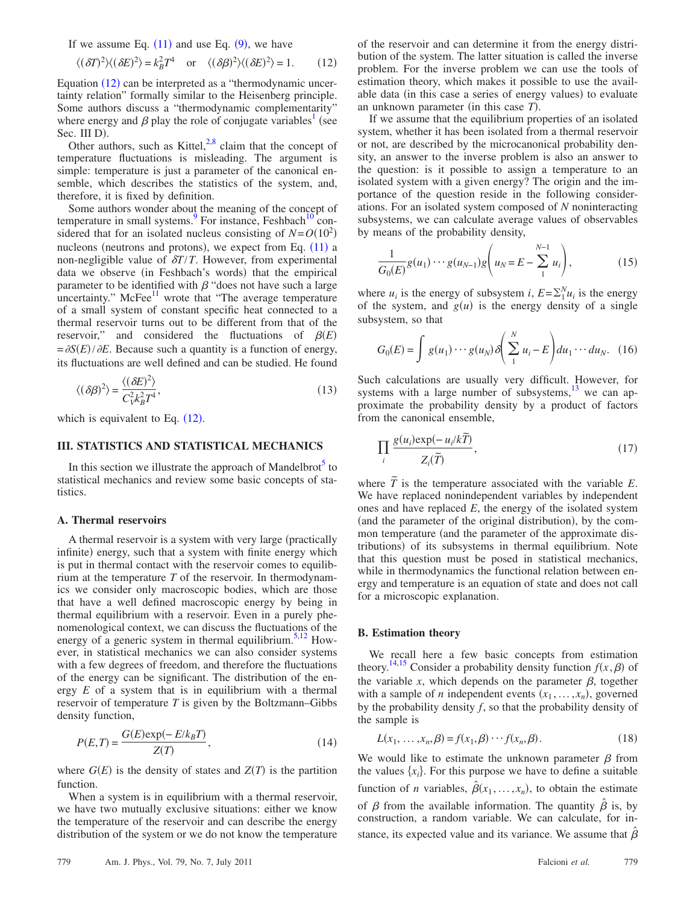If we assume Eq. (11) and use Eq. (9), we have

$$\langle(\delta T)^2\rangle\langle(\delta E)^2\rangle = k_B^2 T^4 \quad \text{or} \quad \langle(\delta\beta)^2\rangle\langle(\delta E)^2\rangle = 1. \tag{12}$$

Equation (12) can be interpreted as a "thermodynamic uncertainty relation" formally similar to the Heisenberg principle. Some authors discuss a "thermodynamic complementarity" where energy and $\beta$ play the role of conjugate variables[1] (see Sec. III D).

Other authors, such as Kittel,[2,8] claim that the concept of temperature fluctuations is misleading. The argument is simple: temperature is just a parameter of the canonical ensemble, which describes the statistics of the system, and, therefore, it is fixed by definition.

Some authors wonder about the meaning of the concept of temperature in small systems.[9] For instance, Feshbach[10] considered that for an isolated nucleus consisting of $N=O(10^2)$ nucleons (neutrons and protons), we expect from Eq. (11) a non-negligible value of $\delta T/T$. However, from experimental data we observe (in Feshbach's words) that the empirical parameter to be identified with $\beta$ "does not have such a large uncertainty." McFee[11] wrote that "The average temperature of a small system of constant specific heat connected to a thermal reservoir turns out to be different from that of the reservoir," and considered the fluctuations of $\beta(E) = \partial S(E)/\partial E$. Because such a quantity is a function of energy, its fluctuations are well defined and can be studied. He found

$$\langle(\delta\beta)^2\rangle = \frac{\langle(\delta E)^2\rangle}{C_V^2 k_B^2 T^4}, \tag{13}$$

which is equivalent to Eq. (12).

## III. STATISTICS AND STATISTICAL MECHANICS

In this section we illustrate the approach of Mandelbrot[5] to statistical mechanics and review some basic concepts of statistics.

### A. Thermal reservoirs

A thermal reservoir is a system with very large (practically infinite) energy, such that a system with finite energy which is put in thermal contact with the reservoir comes to equilibrium at the temperature $T$ of the reservoir. In thermodynamics we consider only macroscopic bodies, which are those that have a well defined macroscopic energy by being in thermal equilibrium with a reservoir. Even in a purely phenomenological context, we can discuss the fluctuations of the energy of a generic system in thermal equilibrium.[5,12] However, in statistical mechanics we can also consider systems with a few degrees of freedom, and therefore the fluctuations of the energy can be significant. The distribution of the energy $E$ of a system that is in equilibrium with a thermal reservoir of temperature $T$ is given by the Boltzmann–Gibbs density function,

$$P(E,T) = \frac{G(E)\exp(-E/k_B T)}{Z(T)}, \tag{14}$$

where $G(E)$ is the density of states and $Z(T)$ is the partition function.

When a system is in equilibrium with a thermal reservoir, we have two mutually exclusive situations: either we know the temperature of the reservoir and can describe the energy distribution of the system or we do not know the temperature of the reservoir and can determine it from the energy distribution of the system. The latter situation is called the inverse problem. For the inverse problem we can use the tools of estimation theory, which makes it possible to use the available data (in this case a series of energy values) to evaluate an unknown parameter (in this case $T$).

If we assume that the equilibrium properties of an isolated system, whether it has been isolated from a thermal reservoir or not, are described by the microcanonical probability density, an answer to the inverse problem is also an answer to the question: is it possible to assign a temperature to an isolated system with a given energy? The origin and the importance of the question reside in the following considerations. For an isolated system composed of $N$ noninteracting subsystems, we can calculate average values of observables by means of the probability density,

$$\frac{1}{G_0(E)} g(u_1)\cdots g(u_{N-1}) g\left(u_N = E - \sum_1^{N-1} u_i\right), \tag{15}$$

where $u_i$ is the energy of subsystem $i$, $E=\Sigma_1^N u_i$ is the energy of the system, and $g(u)$ is the energy density of a single subsystem, so that

$$G_0(E) = \int g(u_1)\cdots g(u_N)\,\delta\!\left(\sum_1^N u_i - E\right) du_1 \cdots du_N. \tag{16}$$

Such calculations are usually very difficult. However, for systems with a large number of subsystems,[13] we can approximate the probability density by a product of factors from the canonical ensemble,

$$\prod_i \frac{g(u_i)\exp(-u_i/k\tilde{T})}{Z_i(\tilde{T})}, \tag{17}$$

where $\tilde{T}$ is the temperature associated with the variable $E$. We have replaced nonindependent variables by independent ones and have replaced $E$, the energy of the isolated system (and the parameter of the original distribution), by the common temperature (and the parameter of the approximate distributions) of its subsystems in thermal equilibrium. Note that this question must be posed in statistical mechanics, while in thermodynamics the functional relation between energy and temperature is an equation of state and does not call for a microscopic explanation.

### B. Estimation theory

We recall here a few basic concepts from estimation theory.[14,15] Consider a probability density function $f(x,\beta)$ of the variable $x$, which depends on the parameter $\beta$, together with a sample of $n$ independent events $(x_1,\ldots,x_n)$, governed by the probability density $f$, so that the probability density of the sample is

$$L(x_1,\ldots,x_n,\beta) = f(x_1,\beta)\cdots f(x_n,\beta). \tag{18}$$

We would like to estimate the unknown parameter $\beta$ from the values $\{x_i\}$. For this purpose we have to define a suitable function of $n$ variables, $\hat{\beta}(x_1,\ldots,x_n)$, to obtain the estimate of $\beta$ from the available information. The quantity $\hat{\beta}$ is, by construction, a random variable. We can calculate, for instance, its expected value and its variance. We assume that $\hat{\beta}$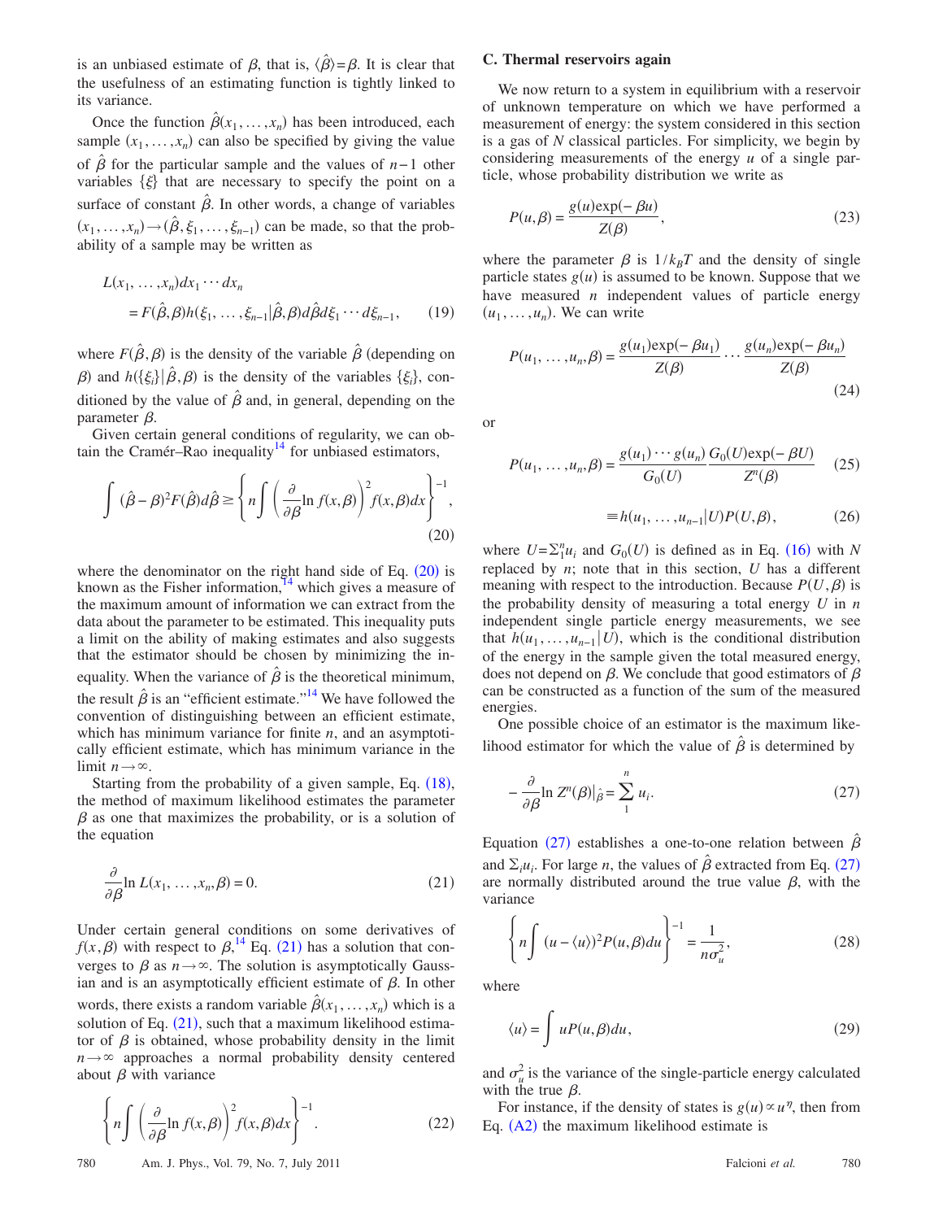is an unbiased estimate of $\beta$, that is, $\langle\hat{\beta}\rangle = \beta$. It is clear that the usefulness of an estimating function is tightly linked to its variance.

Once the function $\hat{\beta}(x_1, \ldots, x_n)$ has been introduced, each sample $(x_1, \ldots, x_n)$ can also be specified by giving the value of $\hat{\beta}$ for the particular sample and the values of $n-1$ other variables $\{\xi\}$ that are necessary to specify the point on a surface of constant $\hat{\beta}$. In other words, a change of variables $(x_1, \ldots, x_n) \rightarrow (\hat{\beta}, \xi_1, \ldots, \xi_{n-1})$ can be made, so that the probability of a sample may be written as

$$
\begin{aligned}
L(x_1, \ldots, x_n) dx_1 \cdots dx_n \\
= F(\hat{\beta}, \beta) h(\xi_1, \ldots, \xi_{n-1} | \hat{\beta}, \beta) d\hat{\beta} d\xi_1 \cdots d\xi_{n-1},
\end{aligned} \tag{19}
$$

where $F(\hat{\beta}, \beta)$ is the density of the variable $\hat{\beta}$ (depending on $\beta$) and $h(\{\xi_i\} | \hat{\beta}, \beta)$ is the density of the variables $\{\xi_i\}$, conditioned by the value of $\hat{\beta}$ and, in general, depending on the parameter $\beta$.

Given certain general conditions of regularity, we can obtain the Cramér–Rao inequality[14] for unbiased estimators,

$$
\int (\hat{\beta} - \beta)^2 F(\hat{\beta}) d\hat{\beta} \geq \left\{ n \int \left( \frac{\partial}{\partial \beta} \ln f(x, \beta) \right)^2 f(x, \beta) dx \right\}^{-1}, \tag{20}
$$

where the denominator on the right hand side of Eq. (20) is known as the Fisher information,[14] which gives a measure of the maximum amount of information we can extract from the data about the parameter to be estimated. This inequality puts a limit on the ability of making estimates and also suggests that the estimator should be chosen by minimizing the inequality. When the variance of $\hat{\beta}$ is the theoretical minimum, the result $\hat{\beta}$ is an "efficient estimate."[14] We have followed the convention of distinguishing between an efficient estimate, which has minimum variance for finite $n$, and an asymptotically efficient estimate, which has minimum variance in the limit $n \rightarrow \infty$.

Starting from the probability of a given sample, Eq. (18), the method of maximum likelihood estimates the parameter $\beta$ as one that maximizes the probability, or is a solution of the equation

$$
\frac{\partial}{\partial \beta} \ln L(x_1, \ldots, x_n, \beta) = 0. \tag{21}
$$

Under certain general conditions on some derivatives of $f(x, \beta)$ with respect to $\beta$,[14] Eq. (21) has a solution that converges to $\beta$ as $n \rightarrow \infty$. The solution is asymptotically Gaussian and is an asymptotically efficient estimate of $\beta$. In other words, there exists a random variable $\hat{\beta}(x_1, \ldots, x_n)$ which is a solution of Eq. (21), such that a maximum likelihood estimator of $\beta$ is obtained, whose probability density in the limit $n \rightarrow \infty$ approaches a normal probability density centered about $\beta$ with variance

$$
\left\{ n \int \left( \frac{\partial}{\partial \beta} \ln f(x, \beta) \right)^2 f(x, \beta) dx \right\}^{-1}. \tag{22}
$$

### C. Thermal reservoirs again

We now return to a system in equilibrium with a reservoir of unknown temperature on which we have performed a measurement of energy: the system considered in this section is a gas of $N$ classical particles. For simplicity, we begin by considering measurements of the energy $u$ of a single particle, whose probability distribution we write as

$$
P(u, \beta) = \frac{g(u) \exp(-\beta u)}{Z(\beta)}, \tag{23}
$$

where the parameter $\beta$ is $1/k_B T$ and the density of single particle states $g(u)$ is assumed to be known. Suppose that we have measured $n$ independent values of particle energy $(u_1, \ldots, u_n)$. We can write

$$
P(u_1, \ldots, u_n, \beta) = \frac{g(u_1) \exp(-\beta u_1)}{Z(\beta)} \cdots \frac{g(u_n) \exp(-\beta u_n)}{Z(\beta)} \tag{24}
$$

or

$$
P(u_1, \ldots, u_n, \beta) = \frac{g(u_1) \cdots g(u_n)}{G_0(U)} \frac{G_0(U) \exp(-\beta U)}{Z^n(\beta)} \tag{25}
$$

$$
\equiv h(u_1, \ldots, u_{n-1} | U) P(U, \beta), \tag{26}
$$

where $U = \Sigma_1^n u_i$ and $G_0(U)$ is defined as in Eq. (16) with $N$ replaced by $n$; note that in this section, $U$ has a different meaning with respect to the introduction. Because $P(U, \beta)$ is the probability density of measuring a total energy $U$ in $n$ independent single particle energy measurements, we see that $h(u_1, \ldots, u_{n-1} | U)$, which is the conditional distribution of the energy in the sample given the total measured energy, does not depend on $\beta$. We conclude that good estimators of $\beta$ can be constructed as a function of the sum of the measured energies.

One possible choice of an estimator is the maximum likelihood estimator for which the value of $\hat{\beta}$ is determined by

$$
-\frac{\partial}{\partial \beta} \ln Z^n(\beta) \big|_{\hat{\beta}} = \sum_1^n u_i. \tag{27}
$$

Equation (27) establishes a one-to-one relation between $\hat{\beta}$ and $\Sigma_i u_i$. For large $n$, the values of $\hat{\beta}$ extracted from Eq. (27) are normally distributed around the true value $\beta$, with the variance

$$
\left\{ n \int (u - \langle u \rangle)^2 P(u, \beta) du \right\}^{-1} = \frac{1}{n \sigma_u^2}, \tag{28}
$$

where

$$
\langle u \rangle = \int u P(u, \beta) du, \tag{29}
$$

and $\sigma_u^2$ is the variance of the single-particle energy calculated with the true $\beta$.

For instance, if the density of states is $g(u) \propto u^\eta$, then from Eq. (A2) the maximum likelihood estimate is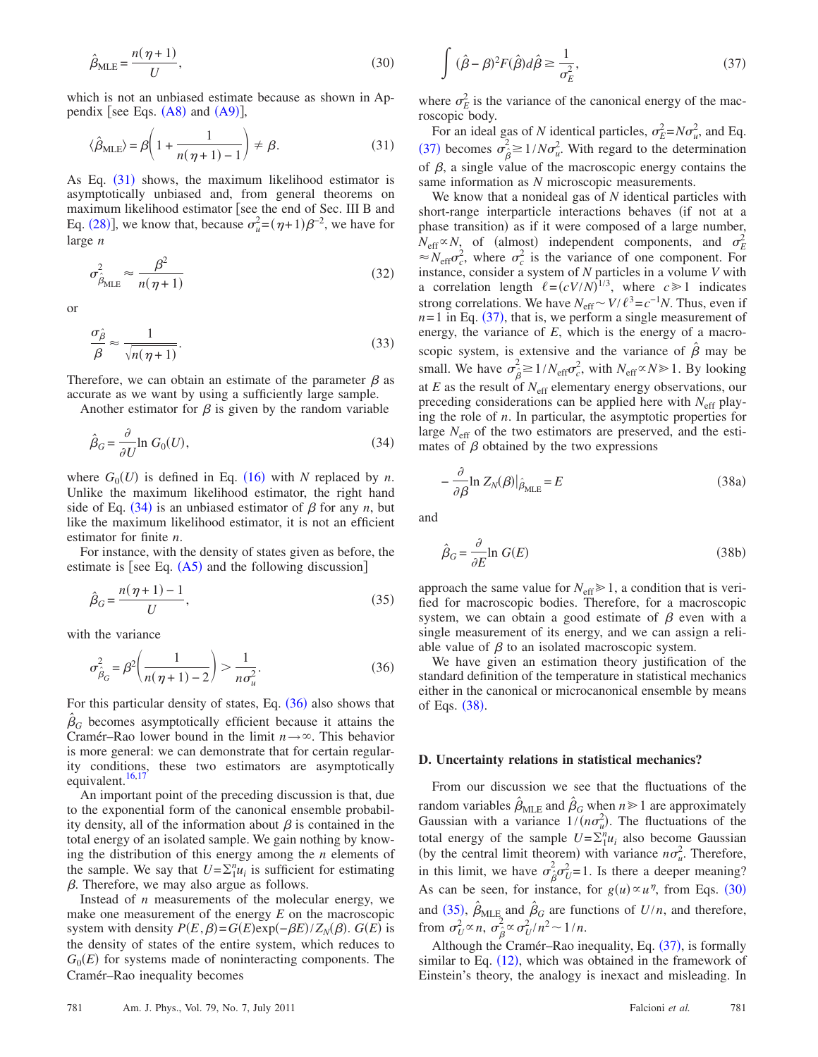$$\hat{\beta}_{\text{MLE}} = \frac{n(\eta+1)}{U}, \tag{30}$$

which is not an unbiased estimate because as shown in Appendix [see Eqs. (A8) and (A9)],

$$\langle \hat{\beta}_{\text{MLE}} \rangle = \beta\left(1 + \frac{1}{n(\eta+1)-1}\right) \neq \beta. \tag{31}$$

As Eq. (31) shows, the maximum likelihood estimator is asymptotically unbiased and, from general theorems on maximum likelihood estimator [see the end of Sec. III B and Eq. (28)], we know that, because $\sigma_u^2 = (\eta+1)\beta^{-2}$, we have for large $n$

$$\sigma^2_{\hat{\beta}_{\text{MLE}}} \approx \frac{\beta^2}{n(\eta+1)} \tag{32}$$

or

$$\frac{\sigma_{\hat{\beta}}}{\beta} \approx \frac{1}{\sqrt{n(\eta+1)}}. \tag{33}$$

Therefore, we can obtain an estimate of the parameter $\beta$ as accurate as we want by using a sufficiently large sample.

Another estimator for $\beta$ is given by the random variable

$$\hat{\beta}_G = \frac{\partial}{\partial U} \ln G_0(U), \tag{34}$$

where $G_0(U)$ is defined in Eq. (16) with $N$ replaced by $n$. Unlike the maximum likelihood estimator, the right hand side of Eq. (34) is an unbiased estimator of $\beta$ for any $n$, but like the maximum likelihood estimator, it is not an efficient estimator for finite $n$.

For instance, with the density of states given as before, the estimate is [see Eq. (A5) and the following discussion]

$$\hat{\beta}_G = \frac{n(\eta+1)-1}{U}, \tag{35}$$

with the variance

$$\sigma^2_{\hat{\beta}_G} = \beta^2\left(\frac{1}{n(\eta+1)-2}\right) > \frac{1}{n\sigma_u^2}. \tag{36}$$

For this particular density of states, Eq. (36) also shows that $\hat{\beta}_G$ becomes asymptotically efficient because it attains the Cramér–Rao lower bound in the limit $n \to \infty$. This behavior is more general: we can demonstrate that for certain regularity conditions, these two estimators are asymptotically equivalent.[16,17]

An important point of the preceding discussion is that, due to the exponential form of the canonical ensemble probability density, all of the information about $\beta$ is contained in the total energy of an isolated sample. We gain nothing by knowing the distribution of this energy among the $n$ elements of the sample. We say that $U = \Sigma_1^n u_i$ is sufficient for estimating $\beta$. Therefore, we may also argue as follows.

Instead of $n$ measurements of the molecular energy, we make one measurement of the energy $E$ on the macroscopic system with density $P(E,\beta) = G(E)\exp(-\beta E)/Z_N(\beta)$. $G(E)$ is the density of states of the entire system, which reduces to $G_0(E)$ for systems made of noninteracting components. The Cramér–Rao inequality becomes

$$\int (\hat{\beta} - \beta)^2 F(\hat{\beta}) d\hat{\beta} \geq \frac{1}{\sigma_E^2}, \tag{37}$$

where $\sigma_E^2$ is the variance of the canonical energy of the macroscopic body.

For an ideal gas of $N$ identical particles, $\sigma_E^2 = N\sigma_u^2$, and Eq. (37) becomes $\sigma^2_{\hat{\beta}} \geq 1/N\sigma_u^2$. With regard to the determination of $\beta$, a single value of the macroscopic energy contains the same information as $N$ microscopic measurements.

We know that a nonideal gas of $N$ identical particles with short-range interparticle interactions behaves (if not at a phase transition) as if it were composed of a large number, $N_{\text{eff}} \propto N$, of (almost) independent components, and $\sigma_E^2 \approx N_{\text{eff}} \sigma_c^2$, where $\sigma_c^2$ is the variance of one component. For instance, consider a system of $N$ particles in a volume $V$ with a correlation length $\ell = (cV/N)^{1/3}$, where $c \gg 1$ indicates strong correlations. We have $N_{\text{eff}} \sim V/\ell^3 = c^{-1}N$. Thus, even if $n=1$ in Eq. (37), that is, we perform a single measurement of energy, the variance of $E$, which is the energy of a macroscopic system, is extensive and the variance of $\hat{\beta}$ may be small. We have $\sigma^2_{\hat{\beta}} \geq 1/N_{\text{eff}}\sigma_c^2$, with $N_{\text{eff}} \propto N \gg 1$. By looking at $E$ as the result of $N_{\text{eff}}$ elementary energy observations, our preceding considerations can be applied here with $N_{\text{eff}}$ playing the role of $n$. In particular, the asymptotic properties for large $N_{\text{eff}}$ of the two estimators are preserved, and the estimates of $\beta$ obtained by the two expressions

$$-\frac{\partial}{\partial \beta} \ln Z_N(\beta)\big|_{\hat{\beta}_{\text{MLE}}} = E \tag{38a}$$

and

$$\hat{\beta}_G = \frac{\partial}{\partial E} \ln G(E) \tag{38b}$$

approach the same value for $N_{\text{eff}} \gg 1$, a condition that is verified for macroscopic bodies. Therefore, for a macroscopic system, we can obtain a good estimate of $\beta$ even with a single measurement of its energy, and we can assign a reliable value of $\beta$ to an isolated macroscopic system.

We have given an estimation theory justification of the standard definition of the temperature in statistical mechanics either in the canonical or microcanonical ensemble by means of Eqs. (38).

### D. Uncertainty relations in statistical mechanics?

From our discussion we see that the fluctuations of the random variables $\hat{\beta}_{\text{MLE}}$ and $\hat{\beta}_G$ when $n \gg 1$ are approximately Gaussian with a variance $1/(n\sigma_u^2)$. The fluctuations of the total energy of the sample $U = \Sigma_1^n u_i$ also become Gaussian (by the central limit theorem) with variance $n\sigma_u^2$. Therefore, in this limit, we have $\sigma^2_{\hat{\beta}}\sigma^2_U = 1$. Is there a deeper meaning? As can be seen, for instance, for $g(u) \propto u^\eta$, from Eqs. (30) and (35), $\hat{\beta}_{\text{MLE}}$ and $\hat{\beta}_G$ are functions of $U/n$, and therefore, from $\sigma_U^2 \propto n$, $\sigma^2_{\hat{\beta}} \propto \sigma_U^2/n^2 \sim 1/n$.

Although the Cramér–Rao inequality, Eq. (37), is formally similar to Eq. (12), which was obtained in the framework of Einstein's theory, the analogy is inexact and misleading. In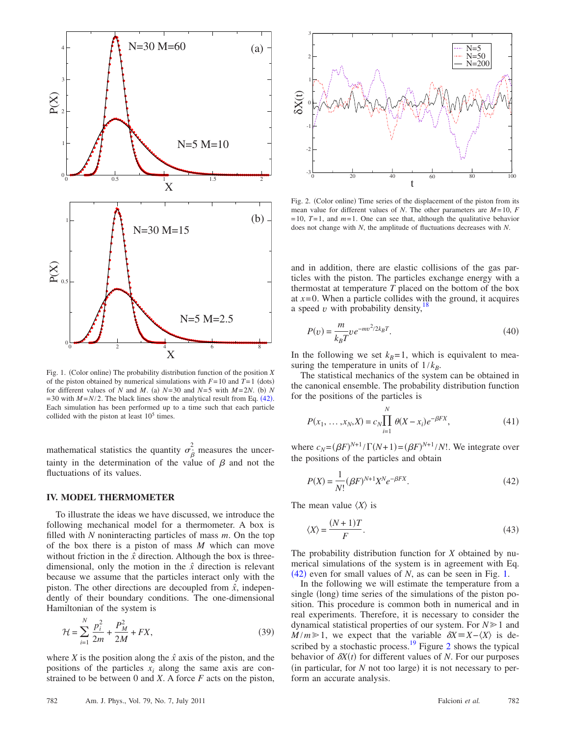(a)

N=30 M=60

N=5 M=10

P(X)

X

0
0.5
1
1.5
2

0
1
2
3
4

(b)

N=30 M=15

N=5 M=2.5

P(X)

X

0
2
4
6
8

0
0.5
1

Fig. 1. (Color online) The probability distribution function of the position $X$ of the piston obtained by numerical simulations with $F=10$ and $T=1$ (dots) for different values of $N$ and $M$. (a) $N=30$ and $N=5$ with $M=2N$. (b) $N=30$ with $M=N/2$. The black lines show the analytical result from Eq. (42). Each simulation has been performed up to a time such that each particle collided with the piston at least $10^5$ times.

N=5
N=50
N=200

$\delta X(t)$

t

0
20
40
60
80
100

-3
-2
-1
0
1
2
3

Fig. 2. (Color online) Time series of the displacement of the piston from its mean value for different values of $N$. The other parameters are $M=10$, $F=10$, $T=1$, and $m=1$. One can see that, although the qualitative behavior does not change with $N$, the amplitude of fluctuations decreases with $N$.

mathematical statistics the quantity $\sigma^2_{\hat{\beta}}$ measures the uncertainty in the determination of the value of $\beta$ and not the fluctuations of its values.

## IV. MODEL THERMOMETER

To illustrate the ideas we have discussed, we introduce the following mechanical model for a thermometer. A box is filled with $N$ noninteracting particles of mass $m$. On the top of the box there is a piston of mass $M$ which can move without friction in the $\hat{x}$ direction. Although the box is three-dimensional, only the motion in the $\hat{x}$ direction is relevant because we assume that the particles interact only with the piston. The other directions are decoupled from $\hat{x}$, independently of their boundary conditions. The one-dimensional Hamiltonian of the system is

$$\mathcal{H} = \sum_{i=1}^{N} \frac{p_i^2}{2m} + \frac{P_M^2}{2M} + FX, \tag{39}$$

where $X$ is the position along the $\hat{x}$ axis of the piston, and the positions of the particles $x_i$ along the same axis are constrained to be between 0 and $X$. A force $F$ acts on the piston, and in addition, there are elastic collisions of the gas particles with the piston. The particles exchange energy with a thermostat at temperature $T$ placed on the bottom of the box at $x=0$. When a particle collides with the ground, it acquires a speed $v$ with probability density,[18]

$$P(v) = \frac{m}{k_B T} v e^{-mv^2/2k_B T}. \tag{40}$$

In the following we set $k_B=1$, which is equivalent to measuring the temperature in units of $1/k_B$.

The statistical mechanics of the system can be obtained in the canonical ensemble. The probability distribution function for the positions of the particles is

$$P(x_1, \ldots, x_N, X) = c_N \prod_{i=1}^{N} \theta(X - x_i) e^{-\beta FX}, \tag{41}$$

where $c_N = (\beta F)^{N+1}/\Gamma(N+1) = (\beta F)^{N+1}/N!$. We integrate over the positions of the particles and obtain

$$P(X) = \frac{1}{N!}(\beta F)^{N+1} X^N e^{-\beta FX}. \tag{42}$$

The mean value $\langle X \rangle$ is

$$\langle X \rangle = \frac{(N+1)T}{F}. \tag{43}$$

The probability distribution function for $X$ obtained by numerical simulations of the system is in agreement with Eq. (42) even for small values of $N$, as can be seen in Fig. 1.

In the following we will estimate the temperature from a single (long) time series of the simulations of the piston position. This procedure is common both in numerical and in real experiments. Therefore, it is necessary to consider the dynamical statistical properties of our system. For $N \gg 1$ and $M/m \gg 1$, we expect that the variable $\delta X \equiv X - \langle X \rangle$ is described by a stochastic process.[19] Figure 2 shows the typical behavior of $\delta X(t)$ for different values of $N$. For our purposes (in particular, for $N$ not too large) it is not necessary to perform an accurate analysis.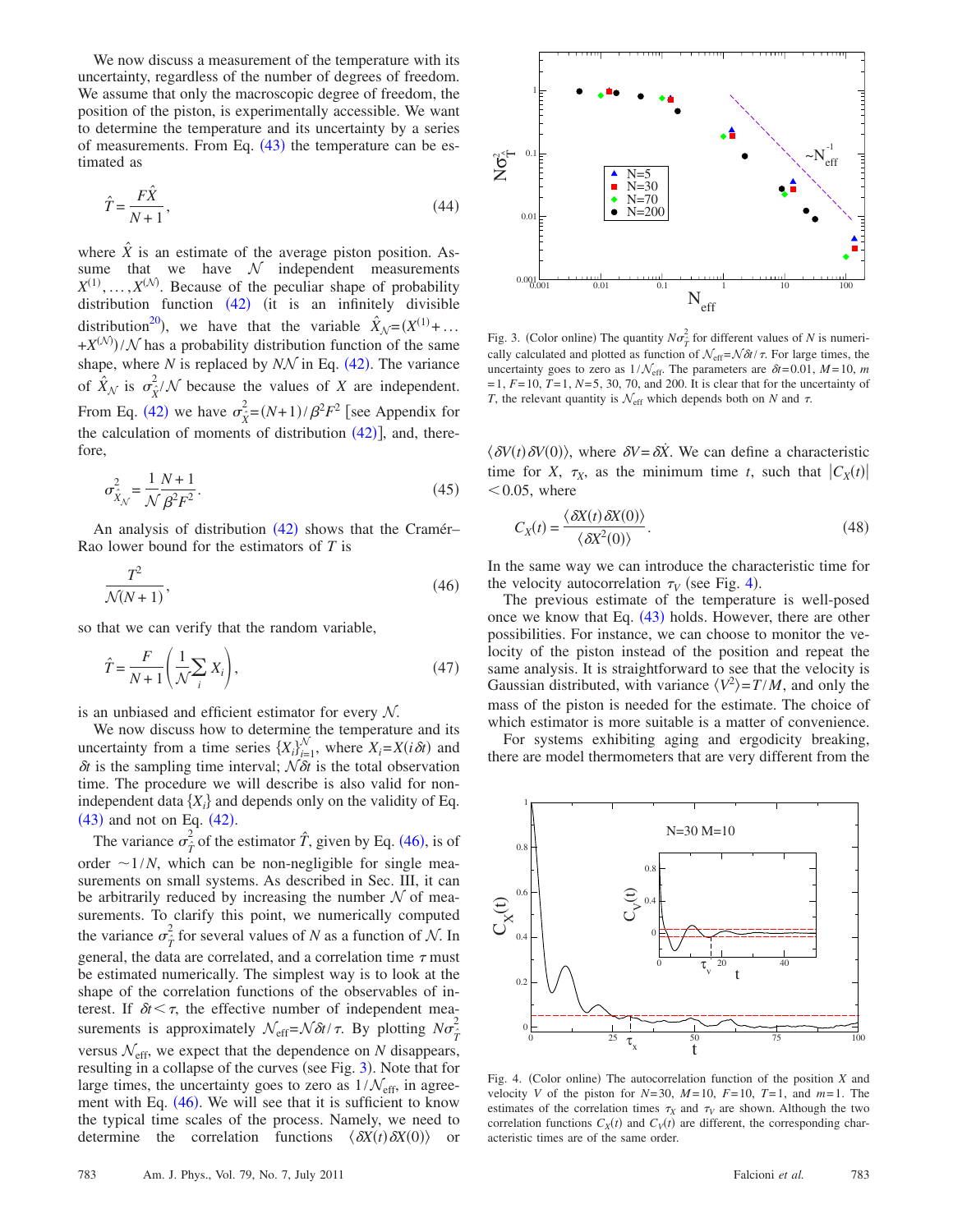We now discuss a measurement of the temperature with its uncertainty, regardless of the number of degrees of freedom. We assume that only the macroscopic degree of freedom, the position of the piston, is experimentally accessible. We want to determine the temperature and its uncertainty by a series of measurements. From Eq. (43) the temperature can be estimated as

$$\hat{T} = \frac{F\hat{X}}{N+1}, \tag{44}$$

where $\hat{X}$ is an estimate of the average piston position. Assume that we have $\mathcal{N}$ independent measurements $X^{(1)},\ldots,X^{(\mathcal{N})}$. Because of the peculiar shape of probability distribution function (42) (it is an infinitely divisible distribution[20]), we have that the variable $\hat{X}_{\mathcal{N}}=(X^{(1)}+\ldots+X^{(\mathcal{N})})/\mathcal{N}$ has a probability distribution function of the same shape, where $N$ is replaced by $N\mathcal{N}$ in Eq. (42). The variance of $\hat{X}_{\mathcal{N}}$ is $\sigma^2_{\hat{X}}/\mathcal{N}$ because the values of $X$ are independent. From Eq. (42) we have $\sigma^2_{\hat{X}}=(N+1)/\beta^2F^2$ [see Appendix for the calculation of moments of distribution (42)], and, therefore,

$$\sigma^2_{\hat{X}_{\mathcal{N}}} = \frac{1}{\mathcal{N}}\frac{N+1}{\beta^2F^2}. \tag{45}$$

An analysis of distribution (42) shows that the Cramér–Rao lower bound for the estimators of $T$ is

$$\frac{T^2}{\mathcal{N}(N+1)}, \tag{46}$$

so that we can verify that the random variable,

$$\hat{T} = \frac{F}{N+1}\left(\frac{1}{\mathcal{N}}\sum_i X_i\right), \tag{47}$$

is an unbiased and efficient estimator for every $\mathcal{N}$.

We now discuss how to determine the temperature and its uncertainty from a time series $\{X_i\}_{i=1}^{\mathcal{N}}$, where $X_i=X(i\delta t)$ and $\delta t$ is the sampling time interval; $\mathcal{N}\delta t$ is the total observation time. The procedure we will describe is also valid for non-independent data $\{X_i\}$ and depends only on the validity of Eq. (43) and not on Eq. (42).

The variance $\sigma^2_{\hat{T}}$ of the estimator $\hat{T}$, given by Eq. (46), is of order $\sim 1/N$, which can be non-negligible for single measurements on small systems. As described in Sec. III, it can be arbitrarily reduced by increasing the number $\mathcal{N}$ of measurements. To clarify this point, we numerically computed the variance $\sigma^2_{\hat{T}}$ for several values of $N$ as a function of $\mathcal{N}$. In general, the data are correlated, and a correlation time $\tau$ must be estimated numerically. The simplest way is to look at the shape of the correlation functions of the observables of interest. If $\delta t<\tau$, the effective number of independent measurements is approximately $\mathcal{N}_{\text{eff}}=\mathcal{N}\delta t/\tau$. By plotting $N\sigma^2_{\hat{T}}$ versus $\mathcal{N}_{\text{eff}}$, we expect that the dependence on $N$ disappears, resulting in a collapse of the curves (see Fig. 3). Note that for large times, the uncertainty goes to zero as $1/\mathcal{N}_{\text{eff}}$, in agreement with Eq. (46). We will see that it is sufficient to know the typical time scales of the process. Namely, we need to determine the correlation functions $\langle\delta X(t)\delta X(0)\rangle$ or

N$\sigma^2_{\hat{T}}$

N$_{\text{eff}}$

~N$_{\text{eff}}^{-1}$

N=5
N=30
N=70
N=200

0.001 0.01 0.1 1 10 100

Fig. 3. (Color online) The quantity $N\sigma^2_{\hat{T}}$ for different values of $N$ is numerically calculated and plotted as function of $\mathcal{N}_{\text{eff}}=\mathcal{N}\delta t/\tau$. For large times, the uncertainty goes to zero as $1/\mathcal{N}_{\text{eff}}$. The parameters are $\delta t=0.01$, $M=10$, $m=1$, $F=10$, $T=1$, $N=5$, 30, 70, and 200. It is clear that for the uncertainty of $T$, the relevant quantity is $\mathcal{N}_{\text{eff}}$ which depends both on $N$ and $\tau$.

$\langle\delta V(t)\delta V(0)\rangle$, where $\delta V=\delta\dot{X}$. We can define a characteristic time for $X$, $\tau_X$, as the minimum time $t$, such that $|C_X(t)|<0.05$, where

$$C_X(t) = \frac{\langle\delta X(t)\delta X(0)\rangle}{\langle\delta X^2(0)\rangle}. \tag{48}$$

In the same way we can introduce the characteristic time for the velocity autocorrelation $\tau_V$ (see Fig. 4).

The previous estimate of the temperature is well-posed once we know that Eq. (43) holds. However, there are other possibilities. For instance, we can choose to monitor the velocity of the piston instead of the position and repeat the same analysis. It is straightforward to see that the velocity is Gaussian distributed, with variance $\langle V^2\rangle=T/M$, and only the mass of the piston is needed for the estimate. The choice of which estimator is more suitable is a matter of convenience.

For systems exhibiting aging and ergodicity breaking, there are model thermometers that are very different from the

N=30 M=10

C$_X$(t)

C$_V$(t)

t

$\tau_x$

$\tau_v$

0 25 50 75 100

Fig. 4. (Color online) The autocorrelation function of the position $X$ and velocity $V$ of the piston for $N=30$, $M=10$, $F=10$, $T=1$, and $m=1$. The estimates of the correlation times $\tau_X$ and $\tau_V$ are shown. Although the two correlation functions $C_X(t)$ and $C_V(t)$ are different, the corresponding characteristic times are of the same order.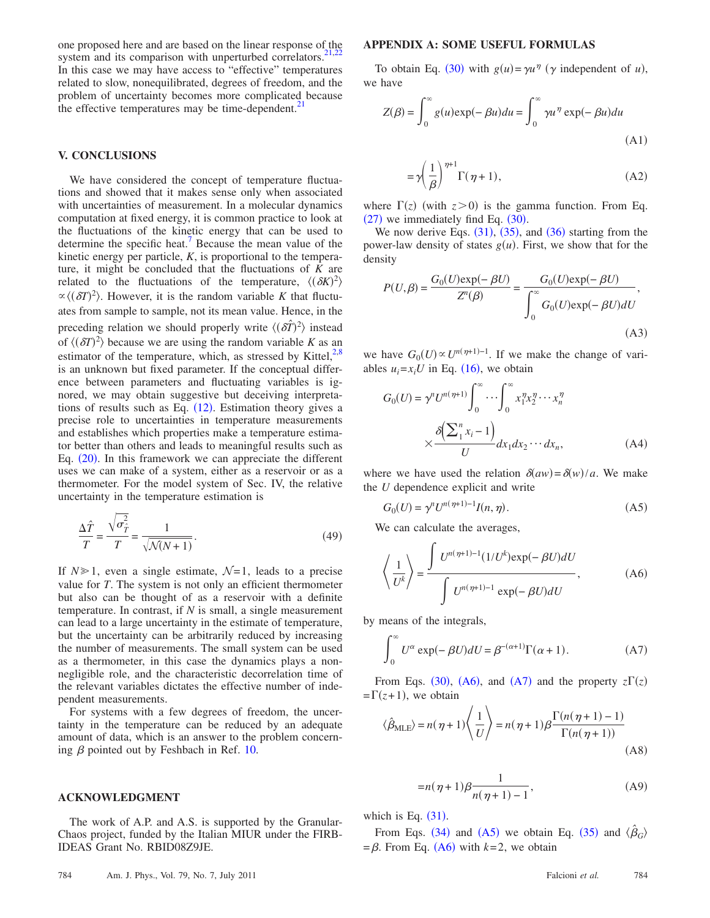one proposed here and are based on the linear response of the system and its comparison with unperturbed correlators.[21,22] In this case we may have access to "effective" temperatures related to slow, nonequilibrated, degrees of freedom, and the problem of uncertainty becomes more complicated because the effective temperatures may be time-dependent.[21]

## V. CONCLUSIONS

We have considered the concept of temperature fluctuations and showed that it makes sense only when associated with uncertainties of measurement. In a molecular dynamics computation at fixed energy, it is common practice to look at the fluctuations of the kinetic energy that can be used to determine the specific heat.[7] Because the mean value of the kinetic energy per particle, $K$, is proportional to the temperature, it might be concluded that the fluctuations of $K$ are related to the fluctuations of the temperature, $\langle(\delta K)^2\rangle \propto \langle(\delta T)^2\rangle$. However, it is the random variable $K$ that fluctuates from sample to sample, not its mean value. Hence, in the preceding relation we should properly write $\langle(\delta\hat{T})^2\rangle$ instead of $\langle(\delta T)^2\rangle$ because we are using the random variable $K$ as an estimator of the temperature, which, as stressed by Kittel,[2,8] is an unknown but fixed parameter. If the conceptual difference between parameters and fluctuating variables is ignored, we may obtain suggestive but deceiving interpretations of results such as Eq. (12). Estimation theory gives a precise role to uncertainties in temperature measurements and establishes which properties make a temperature estimator better than others and leads to meaningful results such as Eq. (20). In this framework we can appreciate the different uses we can make of a system, either as a reservoir or as a thermometer. For the model system of Sec. IV, the relative uncertainty in the temperature estimation is

$$\frac{\Delta\hat{T}}{T} = \frac{\sqrt{\sigma_{\hat{T}}^2}}{T} = \frac{1}{\sqrt{\mathcal{N}(N+1)}}. \tag{49}$$

If $N \gg 1$, even a single estimate, $\mathcal{N}=1$, leads to a precise value for $T$. The system is not only an efficient thermometer but also can be thought of as a reservoir with a definite temperature. In contrast, if $N$ is small, a single measurement can lead to a large uncertainty in the estimate of temperature, but the uncertainty can be arbitrarily reduced by increasing the number of measurements. The small system can be used as a thermometer, in this case the dynamics plays a non-negligible role, and the characteristic decorrelation time of the relevant variables dictates the effective number of independent measurements.

For systems with a few degrees of freedom, the uncertainty in the temperature can be reduced by an adequate amount of data, which is an answer to the problem concerning $\beta$ pointed out by Feshbach in Ref. 10.

## ACKNOWLEDGMENT

The work of A.P. and A.S. is supported by the Granular-Chaos project, funded by the Italian MIUR under the FIRB-IDEAS Grant No. RBID08Z9JE.

## APPENDIX A: SOME USEFUL FORMULAS

To obtain Eq. (30) with $g(u)=\gamma u^{\eta}$ ($\gamma$ independent of $u$), we have

$$Z(\beta) = \int_0^{\infty} g(u)\exp(-\beta u)du = \int_0^{\infty} \gamma u^{\eta}\exp(-\beta u)du \tag{A1}$$

$$= \gamma\left(\frac{1}{\beta}\right)^{\eta+1}\Gamma(\eta+1), \tag{A2}$$

where $\Gamma(z)$ (with $z>0$) is the gamma function. From Eq. (27) we immediately find Eq. (30).

We now derive Eqs. (31), (35), and (36) starting from the power-law density of states $g(u)$. First, we show that for the density

$$P(U,\beta) = \frac{G_0(U)\exp(-\beta U)}{Z^n(\beta)} = \frac{G_0(U)\exp(-\beta U)}{\int_0^{\infty} G_0(U)\exp(-\beta U)dU}, \tag{A3}$$

we have $G_0(U) \propto U^{n(\eta+1)-1}$. If we make the change of variables $u_i = x_i U$ in Eq. (16), we obtain

$$G_0(U) = \gamma^n U^{n(\eta+1)} \int_0^{\infty}\cdots\int_0^{\infty} x_1^{\eta}x_2^{\eta}\cdots x_n^{\eta} \times \frac{\delta\left(\sum_1^n x_i - 1\right)}{U} dx_1 dx_2\cdots dx_n, \tag{A4}$$

where we have used the relation $\delta(aw)=\delta(w)/a$. We make the $U$ dependence explicit and write

$$G_0(U) = \gamma^n U^{n(\eta+1)-1} I(n,\eta). \tag{A5}$$

We can calculate the averages,

$$\left\langle \frac{1}{U^k}\right\rangle = \frac{\int U^{n(\eta+1)-1}(1/U^k)\exp(-\beta U)dU}{\int U^{n(\eta+1)-1}\exp(-\beta U)dU}, \tag{A6}$$

by means of the integrals,

$$\int_0^{\infty} U^{\alpha}\exp(-\beta U)dU = \beta^{-(\alpha+1)}\Gamma(\alpha+1). \tag{A7}$$

From Eqs. (30), (A6), and (A7) and the property $z\Gamma(z) = \Gamma(z+1)$, we obtain

$$\langle\hat{\beta}_{\rm MLE}\rangle = n(\eta+1)\left\langle\frac{1}{U}\right\rangle = n(\eta+1)\beta\frac{\Gamma(n(\eta+1)-1)}{\Gamma(n(\eta+1))} \tag{A8}$$

$$= n(\eta+1)\beta\frac{1}{n(\eta+1)-1}, \tag{A9}$$

which is Eq. (31).

From Eqs. (34) and (A5) we obtain Eq. (35) and $\langle\hat{\beta}_G\rangle = \beta$. From Eq. (A6) with $k=2$, we obtain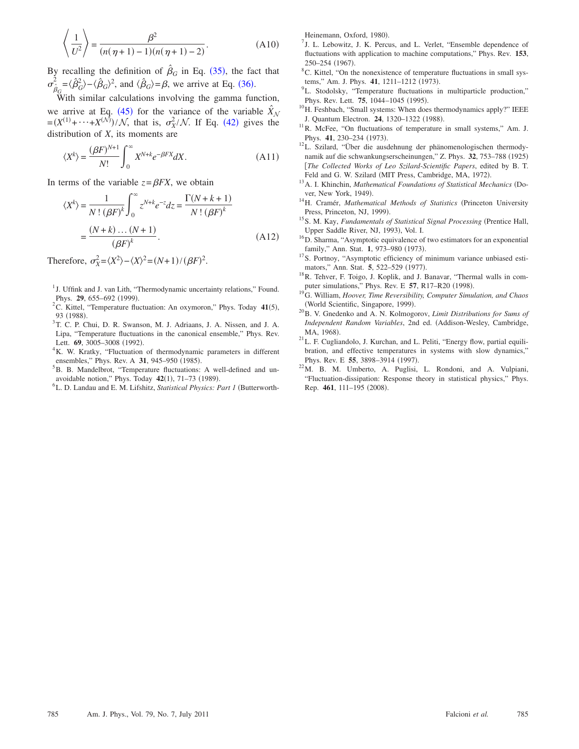$$\left\langle \frac{1}{U^2} \right\rangle = \frac{\beta^2}{(n(\eta+1)-1)(n(\eta+1)-2)}. \tag{A10}$$

By recalling the definition of $\hat{\beta}_G$ in Eq. (35), the fact that $\sigma^2_{\hat{\beta}_G} = \langle \hat{\beta}_G^2 \rangle - \langle \hat{\beta}_G \rangle^2$, and $\langle \hat{\beta}_G \rangle = \beta$, we arrive at Eq. (36).

With similar calculations involving the gamma function, we arrive at Eq. (45) for the variance of the variable $\hat{X}_{\mathcal{N}} = (X^{(1)} + \cdots + X^{(\mathcal{N})})/\mathcal{N}$, that is, $\sigma_X^2/\mathcal{N}$. If Eq. (42) gives the distribution of $X$, its moments are

$$\langle X^k \rangle = \frac{(\beta F)^{N+1}}{N!} \int_0^\infty X^{N+k} e^{-\beta F X} dX. \tag{A11}$$

In terms of the variable $z = \beta F X$, we obtain

$$\langle X^k \rangle = \frac{1}{N!\,(\beta F)^k} \int_0^\infty z^{N+k} e^{-z} dz = \frac{\Gamma(N+k+1)}{N!\,(\beta F)^k}$$
$$= \frac{(N+k)\ldots(N+1)}{(\beta F)^k}. \tag{A12}$$

Therefore, $\sigma_X^2 = \langle X^2 \rangle - \langle X \rangle^2 = (N+1)/(\beta F)^2$.

[1] J. Uffink and J. van Lith, "Thermodynamic uncertainty relations," Found. Phys. **29**, 655–692 (1999).

[2] C. Kittel, "Temperature fluctuation: An oxymoron," Phys. Today **41**(5), 93 (1988).

[3] T. C. P. Chui, D. R. Swanson, M. J. Adriaans, J. A. Nissen, and J. A. Lipa, "Temperature fluctuations in the canonical ensemble," Phys. Rev. Lett. **69**, 3005–3008 (1992).

[4] K. W. Kratky, "Fluctuation of thermodynamic parameters in different ensembles," Phys. Rev. A **31**, 945–950 (1985).

[5] B. B. Mandelbrot, "Temperature fluctuations: A well-defined and unavoidable notion," Phys. Today **42**(1), 71–73 (1989).

[6] L. D. Landau and E. M. Lifshitz, *Statistical Physics: Part 1* (Butterworth-Heinemann, Oxford, 1980).

[7] J. L. Lebowitz, J. K. Percus, and L. Verlet, "Ensemble dependence of fluctuations with application to machine computations," Phys. Rev. **153**, 250–254 (1967).

[8] C. Kittel, "On the nonexistence of temperature fluctuations in small systems," Am. J. Phys. **41**, 1211–1212 (1973).

[9] L. Stodolsky, "Temperature fluctuations in multiparticle production," Phys. Rev. Lett. **75**, 1044–1045 (1995).

[10] H. Feshbach, "Small systems: When does thermodynamics apply?" IEEE J. Quantum Electron. **24**, 1320–1322 (1988).

[11] R. McFee, "On fluctuations of temperature in small systems," Am. J. Phys. **41**, 230–234 (1973).

[12] L. Szilard, "Über die ausdehnung der phänomenologischen thermodynamik auf die schwankungserscheinungen," Z. Phys. **32**, 753–788 (1925) [*The Collected Works of Leo Szilard-Scientific Papers*, edited by B. T. Feld and G. W. Szilard (MIT Press, Cambridge, MA, 1972).

[13] A. I. Khinchin, *Mathematical Foundations of Statistical Mechanics* (Dover, New York, 1949).

[14] H. Cramér, *Mathematical Methods of Statistics* (Princeton University Press, Princeton, NJ, 1999).

[15] S. M. Kay, *Fundamentals of Statistical Signal Processing* (Prentice Hall, Upper Saddle River, NJ, 1993), Vol. I.

[16] D. Sharma, "Asymptotic equivalence of two estimators for an exponential family," Ann. Stat. **1**, 973–980 (1973).

[17] S. Portnoy, "Asymptotic efficiency of minimum variance unbiased estimators," Ann. Stat. **5**, 522–529 (1977).

[18] R. Tehver, F. Toigo, J. Koplik, and J. Banavar, "Thermal walls in computer simulations," Phys. Rev. E **57**, R17–R20 (1998).

[19] G. William, *Hoover, Time Reversibility, Computer Simulation, and Chaos* (World Scientific, Singapore, 1999).

[20] B. V. Gnedenko and A. N. Kolmogorov, *Limit Distributions for Sums of Independent Random Variables*, 2nd ed. (Addison-Wesley, Cambridge, MA, 1968).

[21] L. F. Cugliandolo, J. Kurchan, and L. Peliti, "Energy flow, partial equilibration, and effective temperatures in systems with slow dynamics," Phys. Rev. E **55**, 3898–3914 (1997).

[22] M. B. M. Umberto, A. Puglisi, L. Rondoni, and A. Vulpiani, "Fluctuation-dissipation: Response theory in statistical physics," Phys. Rep. **461**, 111–195 (2008).